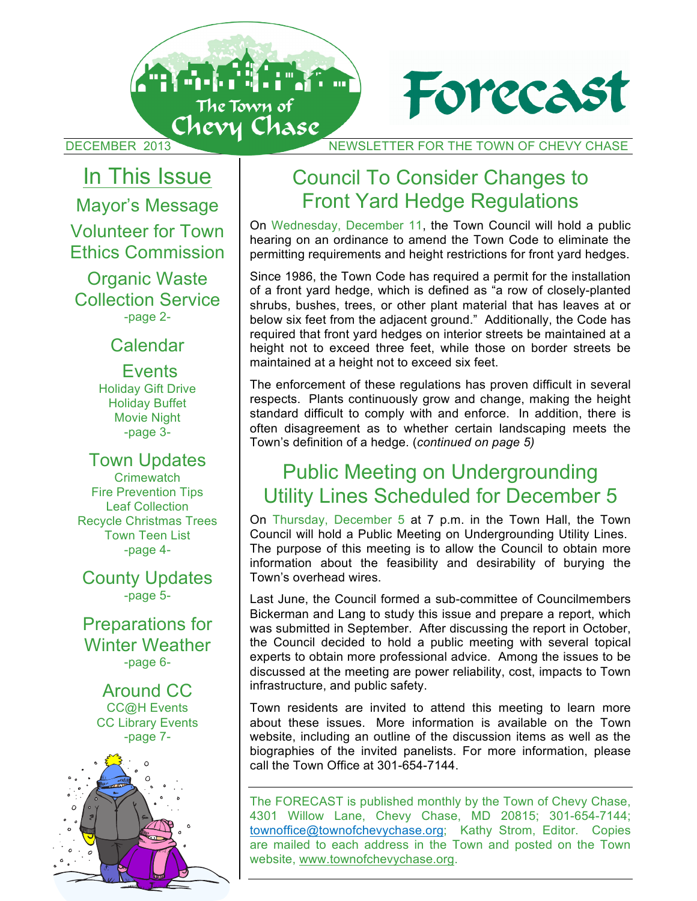# Forecast

The Town of Chevy Chase

DECEMBER 2013 — NEWSLETTER FOR THE TOWN OF CHEVY CHASE

## In This Issue

Mayor's Message

Volunteer for Town Ethics Commission

Organic Waste Collection Service
-page 2-

Calendar

Events
Holiday Gift Drive
Holiday Buffet
Movie Night
-page 3-

Town Updates
Crimewatch
Fire Prevention Tips
Leaf Collection
Recycle Christmas Trees
Town Teen List
-page 4-

County Updates
-page 5-

Preparations for Winter Weather
-page 6-

Around CC
CC@H Events
CC Library Events
-page 7-

## Council To Consider Changes to Front Yard Hedge Regulations

On Wednesday, December 11, the Town Council will hold a public hearing on an ordinance to amend the Town Code to eliminate the permitting requirements and height restrictions for front yard hedges.

Since 1986, the Town Code has required a permit for the installation of a front yard hedge, which is defined as "a row of closely-planted shrubs, bushes, trees, or other plant material that has leaves at or below six feet from the adjacent ground." Additionally, the Code has required that front yard hedges on interior streets be maintained at a height not to exceed three feet, while those on border streets be maintained at a height not to exceed six feet.

The enforcement of these regulations has proven difficult in several respects. Plants continuously grow and change, making the height standard difficult to comply with and enforce. In addition, there is often disagreement as to whether certain landscaping meets the Town's definition of a hedge. (*continued on page 5)*

## Public Meeting on Undergrounding Utility Lines Scheduled for December 5

On Thursday, December 5 at 7 p.m. in the Town Hall, the Town Council will hold a Public Meeting on Undergrounding Utility Lines. The purpose of this meeting is to allow the Council to obtain more information about the feasibility and desirability of burying the Town's overhead wires.

Last June, the Council formed a sub-committee of Councilmembers Bickerman and Lang to study this issue and prepare a report, which was submitted in September. After discussing the report in October, the Council decided to hold a public meeting with several topical experts to obtain more professional advice. Among the issues to be discussed at the meeting are power reliability, cost, impacts to Town infrastructure, and public safety.

Town residents are invited to attend this meeting to learn more about these issues. More information is available on the Town website, including an outline of the discussion items as well as the biographies of the invited panelists. For more information, please call the Town Office at 301-654-7144.

---

The FORECAST is published monthly by the Town of Chevy Chase, 4301 Willow Lane, Chevy Chase, MD 20815; 301-654-7144; townoffice@townofchevychase.org; Kathy Strom, Editor. Copies are mailed to each address in the Town and posted on the Town website, www.townofchevychase.org.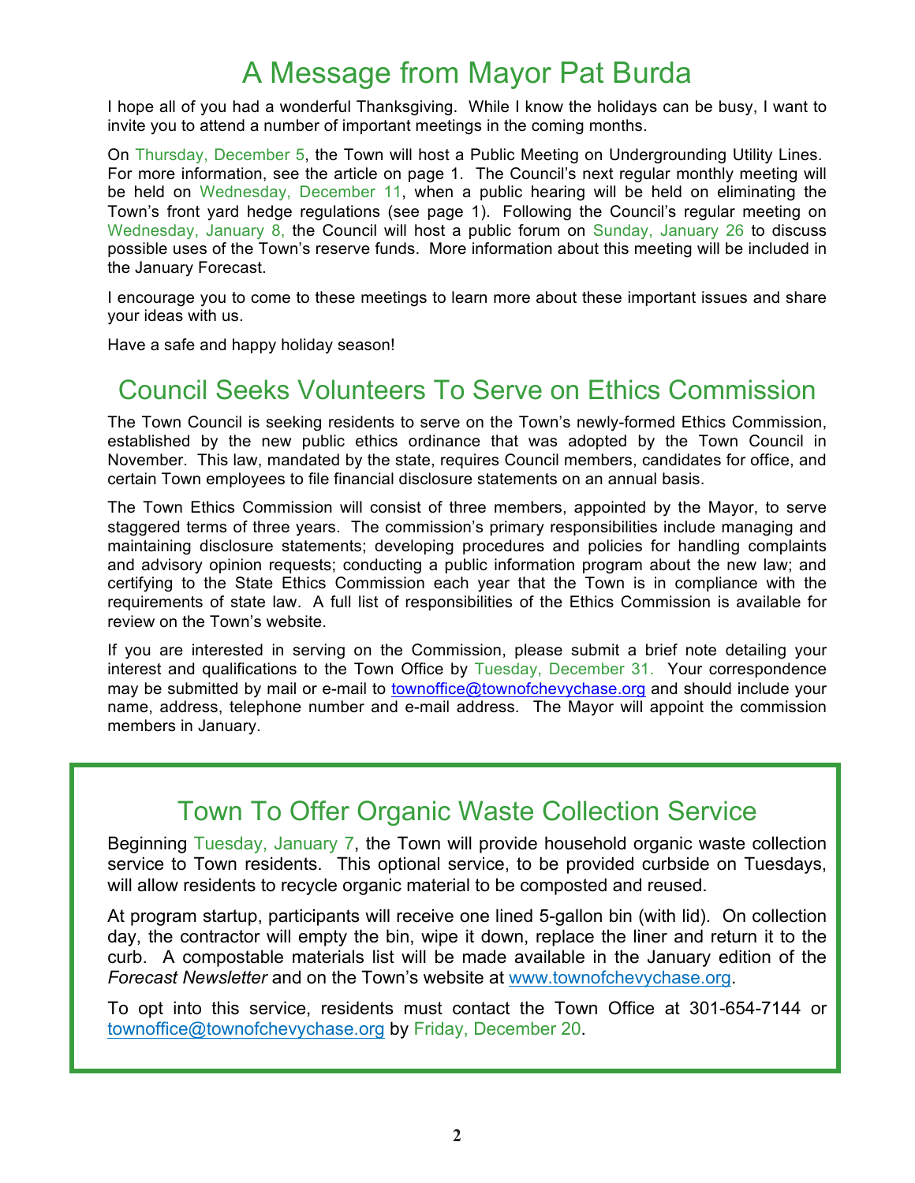# A Message from Mayor Pat Burda

I hope all of you had a wonderful Thanksgiving. While I know the holidays can be busy, I want to invite you to attend a number of important meetings in the coming months.

On Thursday, December 5, the Town will host a Public Meeting on Undergrounding Utility Lines. For more information, see the article on page 1. The Council's next regular monthly meeting will be held on Wednesday, December 11, when a public hearing will be held on eliminating the Town's front yard hedge regulations (see page 1). Following the Council's regular meeting on Wednesday, January 8, the Council will host a public forum on Sunday, January 26 to discuss possible uses of the Town's reserve funds. More information about this meeting will be included in the January Forecast.

I encourage you to come to these meetings to learn more about these important issues and share your ideas with us.

Have a safe and happy holiday season!

# Council Seeks Volunteers To Serve on Ethics Commission

The Town Council is seeking residents to serve on the Town's newly-formed Ethics Commission, established by the new public ethics ordinance that was adopted by the Town Council in November. This law, mandated by the state, requires Council members, candidates for office, and certain Town employees to file financial disclosure statements on an annual basis.

The Town Ethics Commission will consist of three members, appointed by the Mayor, to serve staggered terms of three years. The commission's primary responsibilities include managing and maintaining disclosure statements; developing procedures and policies for handling complaints and advisory opinion requests; conducting a public information program about the new law; and certifying to the State Ethics Commission each year that the Town is in compliance with the requirements of state law. A full list of responsibilities of the Ethics Commission is available for review on the Town's website.

If you are interested in serving on the Commission, please submit a brief note detailing your interest and qualifications to the Town Office by Tuesday, December 31. Your correspondence may be submitted by mail or e-mail to townoffice@townofchevychase.org and should include your name, address, telephone number and e-mail address. The Mayor will appoint the commission members in January.

# Town To Offer Organic Waste Collection Service

Beginning Tuesday, January 7, the Town will provide household organic waste collection service to Town residents. This optional service, to be provided curbside on Tuesdays, will allow residents to recycle organic material to be composted and reused.

At program startup, participants will receive one lined 5-gallon bin (with lid). On collection day, the contractor will empty the bin, wipe it down, replace the liner and return it to the curb. A compostable materials list will be made available in the January edition of the *Forecast Newsletter* and on the Town's website at www.townofchevychase.org.

To opt into this service, residents must contact the Town Office at 301-654-7144 or townoffice@townofchevychase.org by Friday, December 20.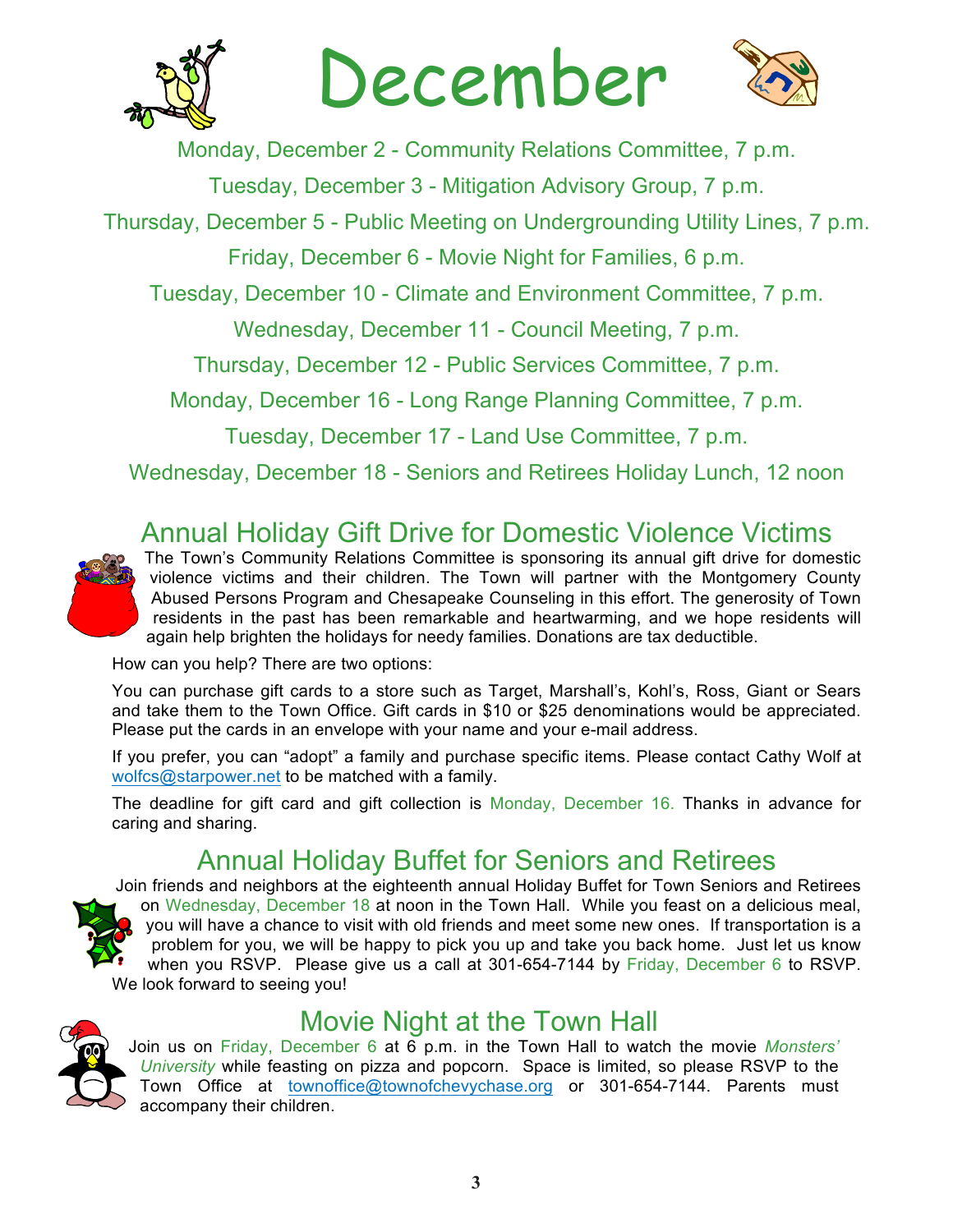# December

Monday, December 2 - Community Relations Committee, 7 p.m.

Tuesday, December 3 - Mitigation Advisory Group, 7 p.m.

Thursday, December 5 - Public Meeting on Undergrounding Utility Lines, 7 p.m.

Friday, December 6 - Movie Night for Families, 6 p.m.

Tuesday, December 10 - Climate and Environment Committee, 7 p.m.

Wednesday, December 11 - Council Meeting, 7 p.m.

Thursday, December 12 - Public Services Committee, 7 p.m.

Monday, December 16 - Long Range Planning Committee, 7 p.m.

Tuesday, December 17 - Land Use Committee, 7 p.m.

Wednesday, December 18 - Seniors and Retirees Holiday Lunch, 12 noon

## Annual Holiday Gift Drive for Domestic Violence Victims

The Town's Community Relations Committee is sponsoring its annual gift drive for domestic violence victims and their children. The Town will partner with the Montgomery County Abused Persons Program and Chesapeake Counseling in this effort. The generosity of Town residents in the past has been remarkable and heartwarming, and we hope residents will again help brighten the holidays for needy families. Donations are tax deductible.

How can you help? There are two options:

You can purchase gift cards to a store such as Target, Marshall's, Kohl's, Ross, Giant or Sears and take them to the Town Office. Gift cards in $10 or $25 denominations would be appreciated. Please put the cards in an envelope with your name and your e-mail address.

If you prefer, you can "adopt" a family and purchase specific items. Please contact Cathy Wolf at wolfcs@starpower.net to be matched with a family.

The deadline for gift card and gift collection is Monday, December 16. Thanks in advance for caring and sharing.

## Annual Holiday Buffet for Seniors and Retirees

Join friends and neighbors at the eighteenth annual Holiday Buffet for Town Seniors and Retirees on Wednesday, December 18 at noon in the Town Hall. While you feast on a delicious meal, you will have a chance to visit with old friends and meet some new ones. If transportation is a problem for you, we will be happy to pick you up and take you back home. Just let us know when you RSVP. Please give us a call at 301-654-7144 by Friday, December 6 to RSVP. We look forward to seeing you!

## Movie Night at the Town Hall

Join us on Friday, December 6 at 6 p.m. in the Town Hall to watch the movie *Monsters' University* while feasting on pizza and popcorn. Space is limited, so please RSVP to the Town Office at townoffice@townofchevychase.org or 301-654-7144. Parents must accompany their children.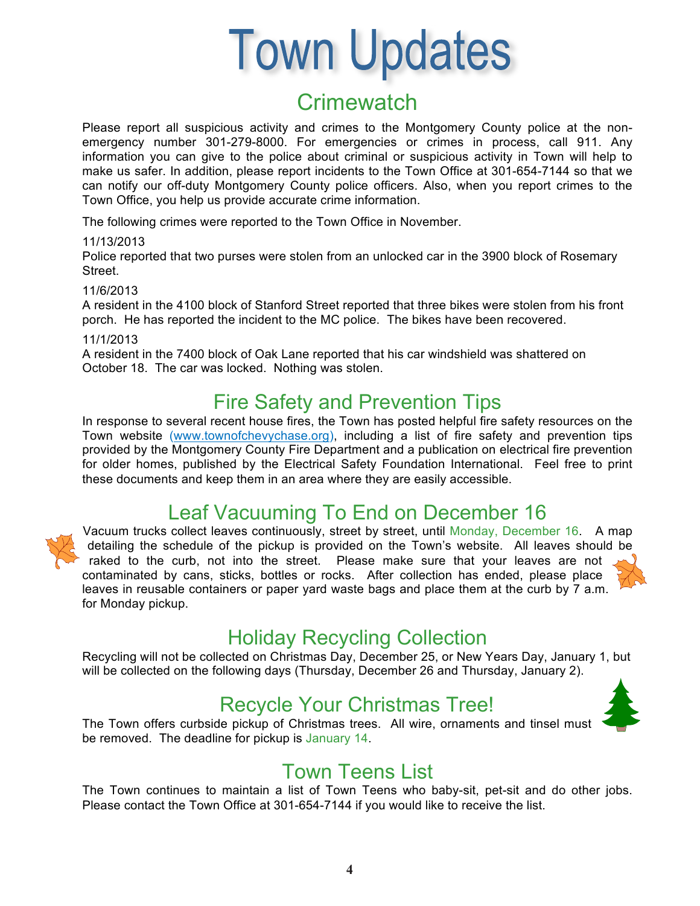# Town Updates

## Crimewatch

Please report all suspicious activity and crimes to the Montgomery County police at the non-emergency number 301-279-8000. For emergencies or crimes in process, call 911. Any information you can give to the police about criminal or suspicious activity in Town will help to make us safer. In addition, please report incidents to the Town Office at 301-654-7144 so that we can notify our off-duty Montgomery County police officers. Also, when you report crimes to the Town Office, you help us provide accurate crime information.

The following crimes were reported to the Town Office in November.

11/13/2013
Police reported that two purses were stolen from an unlocked car in the 3900 block of Rosemary Street.

11/6/2013
A resident in the 4100 block of Stanford Street reported that three bikes were stolen from his front porch. He has reported the incident to the MC police. The bikes have been recovered.

11/1/2013
A resident in the 7400 block of Oak Lane reported that his car windshield was shattered on October 18. The car was locked. Nothing was stolen.

## Fire Safety and Prevention Tips

In response to several recent house fires, the Town has posted helpful fire safety resources on the Town website (www.townofchevychase.org), including a list of fire safety and prevention tips provided by the Montgomery County Fire Department and a publication on electrical fire prevention for older homes, published by the Electrical Safety Foundation International. Feel free to print these documents and keep them in an area where they are easily accessible.

## Leaf Vacuuming To End on December 16

Vacuum trucks collect leaves continuously, street by street, until Monday, December 16. A map detailing the schedule of the pickup is provided on the Town's website. All leaves should be raked to the curb, not into the street. Please make sure that your leaves are not contaminated by cans, sticks, bottles or rocks. After collection has ended, please place leaves in reusable containers or paper yard waste bags and place them at the curb by 7 a.m. for Monday pickup.

## Holiday Recycling Collection

Recycling will not be collected on Christmas Day, December 25, or New Years Day, January 1, but will be collected on the following days (Thursday, December 26 and Thursday, January 2).

## Recycle Your Christmas Tree!

The Town offers curbside pickup of Christmas trees. All wire, ornaments and tinsel must be removed. The deadline for pickup is January 14.

## Town Teens List

The Town continues to maintain a list of Town Teens who baby-sit, pet-sit and do other jobs. Please contact the Town Office at 301-654-7144 if you would like to receive the list.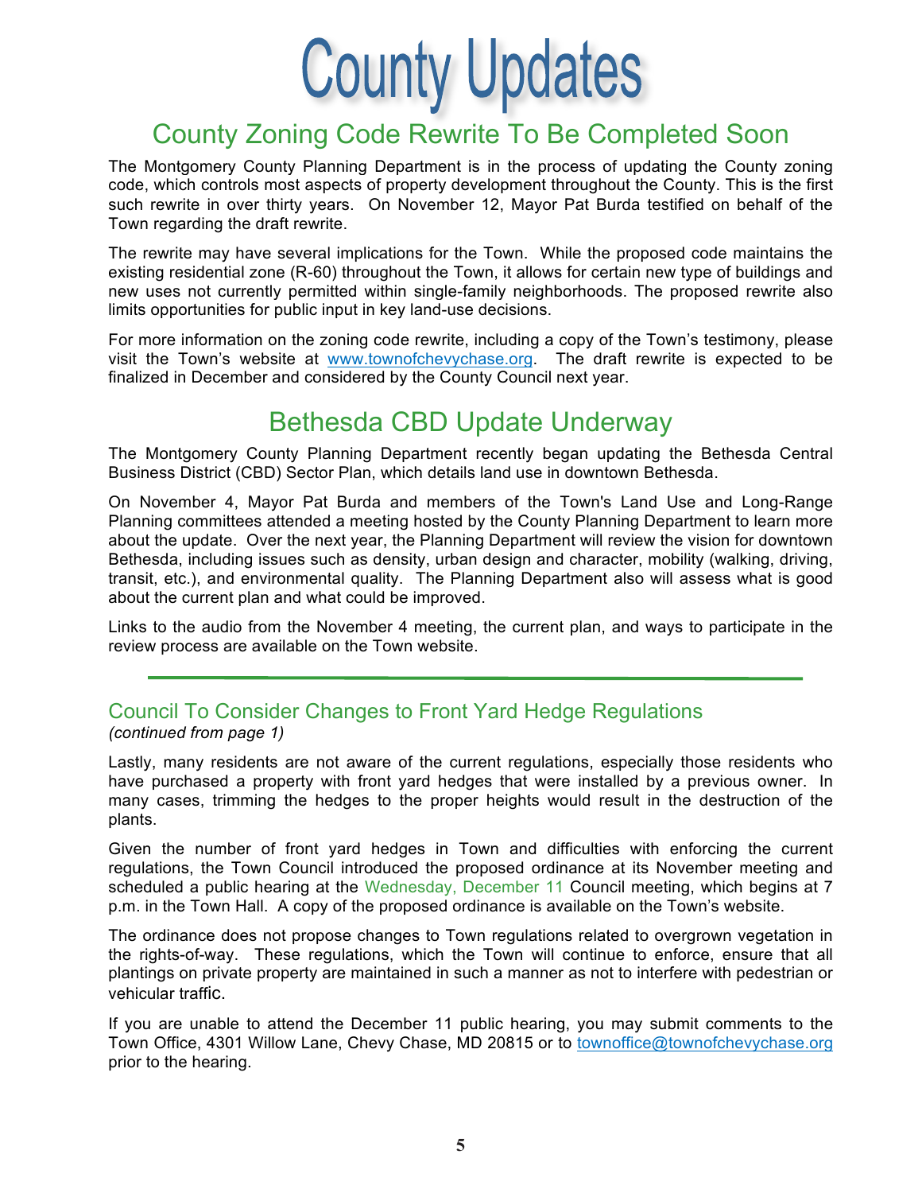# County Updates

## County Zoning Code Rewrite To Be Completed Soon

The Montgomery County Planning Department is in the process of updating the County zoning code, which controls most aspects of property development throughout the County. This is the first such rewrite in over thirty years. On November 12, Mayor Pat Burda testified on behalf of the Town regarding the draft rewrite.

The rewrite may have several implications for the Town. While the proposed code maintains the existing residential zone (R-60) throughout the Town, it allows for certain new type of buildings and new uses not currently permitted within single-family neighborhoods. The proposed rewrite also limits opportunities for public input in key land-use decisions.

For more information on the zoning code rewrite, including a copy of the Town's testimony, please visit the Town's website at www.townofchevychase.org. The draft rewrite is expected to be finalized in December and considered by the County Council next year.

## Bethesda CBD Update Underway

The Montgomery County Planning Department recently began updating the Bethesda Central Business District (CBD) Sector Plan, which details land use in downtown Bethesda.

On November 4, Mayor Pat Burda and members of the Town's Land Use and Long-Range Planning committees attended a meeting hosted by the County Planning Department to learn more about the update. Over the next year, the Planning Department will review the vision for downtown Bethesda, including issues such as density, urban design and character, mobility (walking, driving, transit, etc.), and environmental quality. The Planning Department also will assess what is good about the current plan and what could be improved.

Links to the audio from the November 4 meeting, the current plan, and ways to participate in the review process are available on the Town website.

---

### Council To Consider Changes to Front Yard Hedge Regulations

*(continued from page 1)*

Lastly, many residents are not aware of the current regulations, especially those residents who have purchased a property with front yard hedges that were installed by a previous owner. In many cases, trimming the hedges to the proper heights would result in the destruction of the plants.

Given the number of front yard hedges in Town and difficulties with enforcing the current regulations, the Town Council introduced the proposed ordinance at its November meeting and scheduled a public hearing at the Wednesday, December 11 Council meeting, which begins at 7 p.m. in the Town Hall. A copy of the proposed ordinance is available on the Town's website.

The ordinance does not propose changes to Town regulations related to overgrown vegetation in the rights-of-way. These regulations, which the Town will continue to enforce, ensure that all plantings on private property are maintained in such a manner as not to interfere with pedestrian or vehicular traffic.

If you are unable to attend the December 11 public hearing, you may submit comments to the Town Office, 4301 Willow Lane, Chevy Chase, MD 20815 or to townoffice@townofchevychase.org prior to the hearing.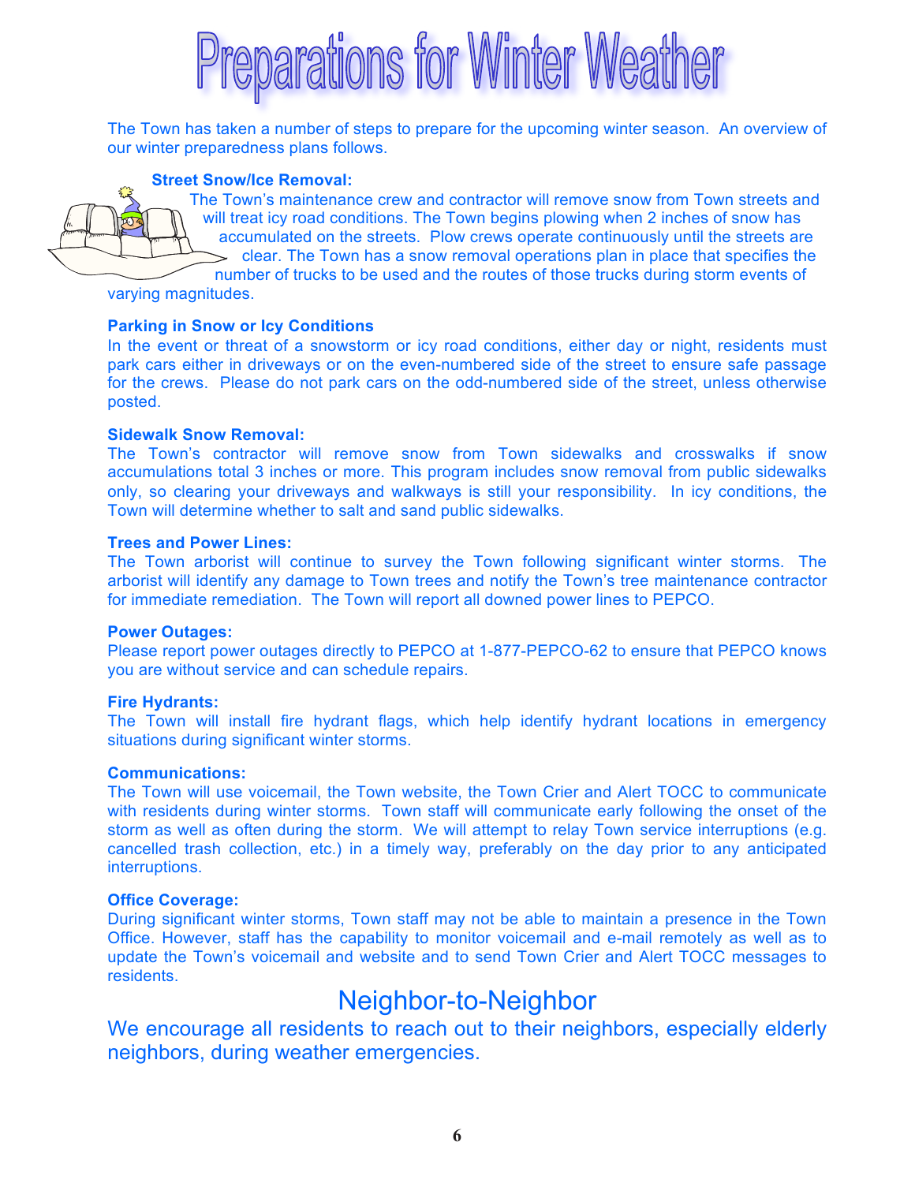# Preparations for Winter Weather

The Town has taken a number of steps to prepare for the upcoming winter season. An overview of our winter preparedness plans follows.

**Street Snow/Ice Removal:**
The Town's maintenance crew and contractor will remove snow from Town streets and will treat icy road conditions. The Town begins plowing when 2 inches of snow has accumulated on the streets. Plow crews operate continuously until the streets are clear. The Town has a snow removal operations plan in place that specifies the number of trucks to be used and the routes of those trucks during storm events of varying magnitudes.

**Parking in Snow or Icy Conditions**
In the event or threat of a snowstorm or icy road conditions, either day or night, residents must park cars either in driveways or on the even-numbered side of the street to ensure safe passage for the crews. Please do not park cars on the odd-numbered side of the street, unless otherwise posted.

**Sidewalk Snow Removal:**
The Town's contractor will remove snow from Town sidewalks and crosswalks if snow accumulations total 3 inches or more. This program includes snow removal from public sidewalks only, so clearing your driveways and walkways is still your responsibility. In icy conditions, the Town will determine whether to salt and sand public sidewalks.

**Trees and Power Lines:**
The Town arborist will continue to survey the Town following significant winter storms. The arborist will identify any damage to Town trees and notify the Town's tree maintenance contractor for immediate remediation. The Town will report all downed power lines to PEPCO.

**Power Outages:**
Please report power outages directly to PEPCO at 1-877-PEPCO-62 to ensure that PEPCO knows you are without service and can schedule repairs.

**Fire Hydrants:**
The Town will install fire hydrant flags, which help identify hydrant locations in emergency situations during significant winter storms.

**Communications:**
The Town will use voicemail, the Town website, the Town Crier and Alert TOCC to communicate with residents during winter storms. Town staff will communicate early following the onset of the storm as well as often during the storm. We will attempt to relay Town service interruptions (e.g. cancelled trash collection, etc.) in a timely way, preferably on the day prior to any anticipated interruptions.

**Office Coverage:**
During significant winter storms, Town staff may not be able to maintain a presence in the Town Office. However, staff has the capability to monitor voicemail and e-mail remotely as well as to update the Town's voicemail and website and to send Town Crier and Alert TOCC messages to residents.

## Neighbor-to-Neighbor

We encourage all residents to reach out to their neighbors, especially elderly neighbors, during weather emergencies.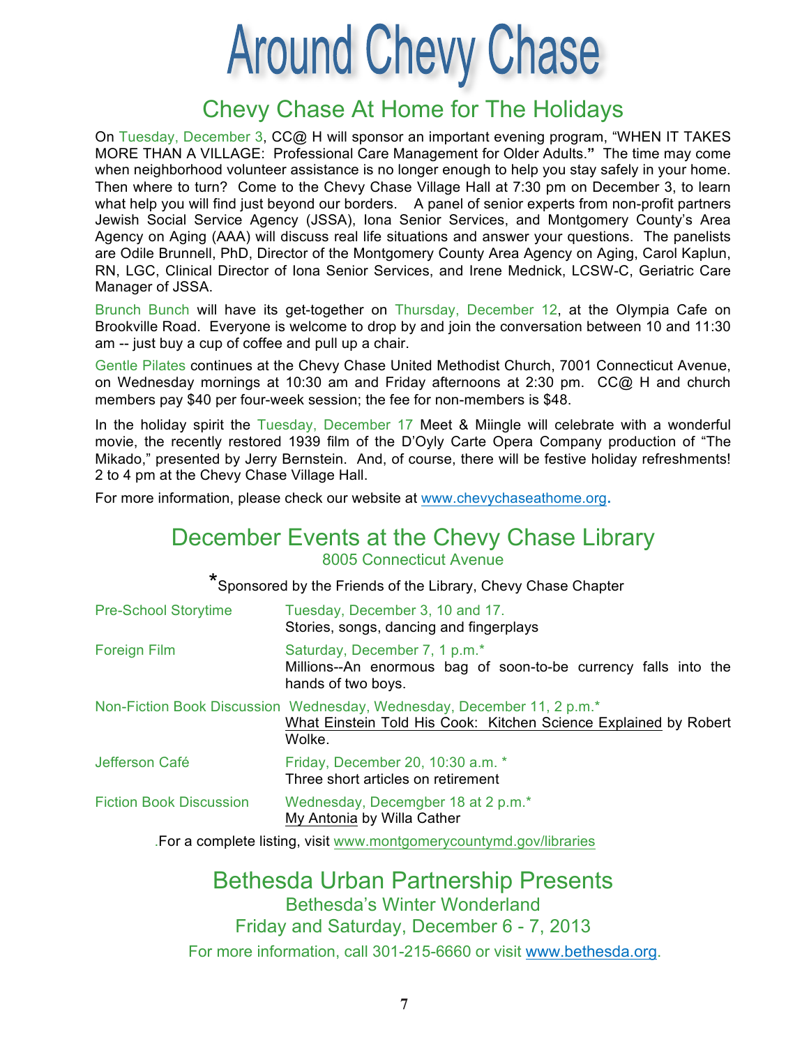# Around Chevy Chase

## Chevy Chase At Home for The Holidays

On Tuesday, December 3, CC@ H will sponsor an important evening program, "WHEN IT TAKES MORE THAN A VILLAGE: Professional Care Management for Older Adults." The time may come when neighborhood volunteer assistance is no longer enough to help you stay safely in your home. Then where to turn? Come to the Chevy Chase Village Hall at 7:30 pm on December 3, to learn what help you will find just beyond our borders. A panel of senior experts from non-profit partners Jewish Social Service Agency (JSSA), Iona Senior Services, and Montgomery County's Area Agency on Aging (AAA) will discuss real life situations and answer your questions. The panelists are Odile Brunnell, PhD, Director of the Montgomery County Area Agency on Aging, Carol Kaplun, RN, LGC, Clinical Director of Iona Senior Services, and Irene Mednick, LCSW-C, Geriatric Care Manager of JSSA.

Brunch Bunch will have its get-together on Thursday, December 12, at the Olympia Cafe on Brookville Road. Everyone is welcome to drop by and join the conversation between 10 and 11:30 am -- just buy a cup of coffee and pull up a chair.

Gentle Pilates continues at the Chevy Chase United Methodist Church, 7001 Connecticut Avenue, on Wednesday mornings at 10:30 am and Friday afternoons at 2:30 pm. CC@ H and church members pay $40 per four-week session; the fee for non-members is $48.

In the holiday spirit the Tuesday, December 17 Meet & Miingle will celebrate with a wonderful movie, the recently restored 1939 film of the D'Oyly Carte Opera Company production of "The Mikado," presented by Jerry Bernstein. And, of course, there will be festive holiday refreshments! 2 to 4 pm at the Chevy Chase Village Hall.

For more information, please check our website at www.chevychaseathome.org.

## December Events at the Chevy Chase Library

8005 Connecticut Avenue

*Sponsored by the Friends of the Library, Chevy Chase Chapter

| | |
|---|---|
| Pre-School Storytime | Tuesday, December 3, 10 and 17.<br>Stories, songs, dancing and fingerplays |
| Foreign Film | Saturday, December 7, 1 p.m.*<br>Millions--An enormous bag of soon-to-be currency falls into the hands of two boys. |
| Non-Fiction Book Discussion | Wednesday, Wednesday, December 11, 2 p.m.*<br>What Einstein Told His Cook: Kitchen Science Explained by Robert Wolke. |
| Jefferson Café | Friday, December 20, 10:30 a.m. *<br>Three short articles on retirement |
| Fiction Book Discussion | Wednesday, Decemgber 18 at 2 p.m.*<br>My Antonia by Willa Cather |

.For a complete listing, visit www.montgomerycountymd.gov/libraries

## Bethesda Urban Partnership Presents

Bethesda's Winter Wonderland

Friday and Saturday, December 6 - 7, 2013

For more information, call 301-215-6660 or visit www.bethesda.org.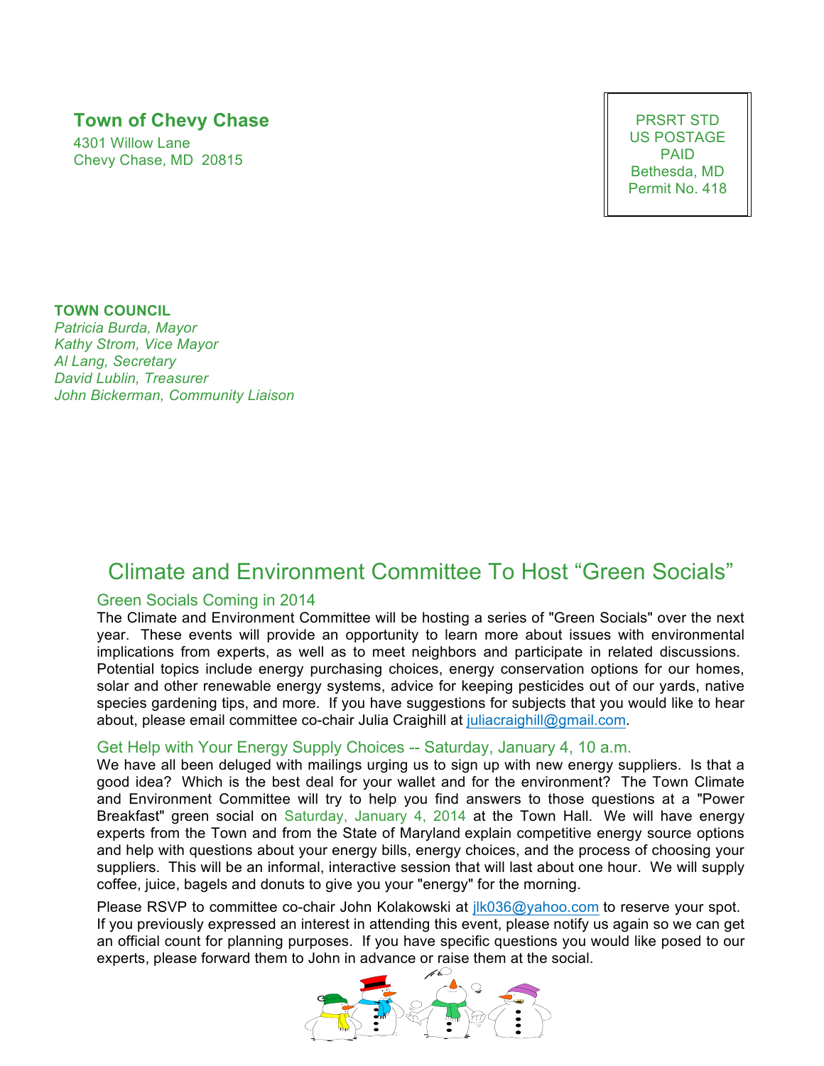**Town of Chevy Chase**

4301 Willow Lane
Chevy Chase, MD 20815

PRSRT STD
US POSTAGE
PAID
Bethesda, MD
Permit No. 418

**TOWN COUNCIL**

*Patricia Burda, Mayor*
*Kathy Strom, Vice Mayor*
*Al Lang, Secretary*
*David Lublin, Treasurer*
*John Bickerman, Community Liaison*

# Climate and Environment Committee To Host "Green Socials"

## Green Socials Coming in 2014

The Climate and Environment Committee will be hosting a series of "Green Socials" over the next year. These events will provide an opportunity to learn more about issues with environmental implications from experts, as well as to meet neighbors and participate in related discussions. Potential topics include energy purchasing choices, energy conservation options for our homes, solar and other renewable energy systems, advice for keeping pesticides out of our yards, native species gardening tips, and more. If you have suggestions for subjects that you would like to hear about, please email committee co-chair Julia Craighill at juliacraighill@gmail.com.

## Get Help with Your Energy Supply Choices -- Saturday, January 4, 10 a.m.

We have all been deluged with mailings urging us to sign up with new energy suppliers. Is that a good idea? Which is the best deal for your wallet and for the environment? The Town Climate and Environment Committee will try to help you find answers to those questions at a "Power Breakfast" green social on Saturday, January 4, 2014 at the Town Hall. We will have energy experts from the Town and from the State of Maryland explain competitive energy source options and help with questions about your energy bills, energy choices, and the process of choosing your suppliers. This will be an informal, interactive session that will last about one hour. We will supply coffee, juice, bagels and donuts to give you your "energy" for the morning.

Please RSVP to committee co-chair John Kolakowski at jlk036@yahoo.com to reserve your spot. If you previously expressed an interest in attending this event, please notify us again so we can get an official count for planning purposes. If you have specific questions you would like posed to our experts, please forward them to John in advance or raise them at the social.